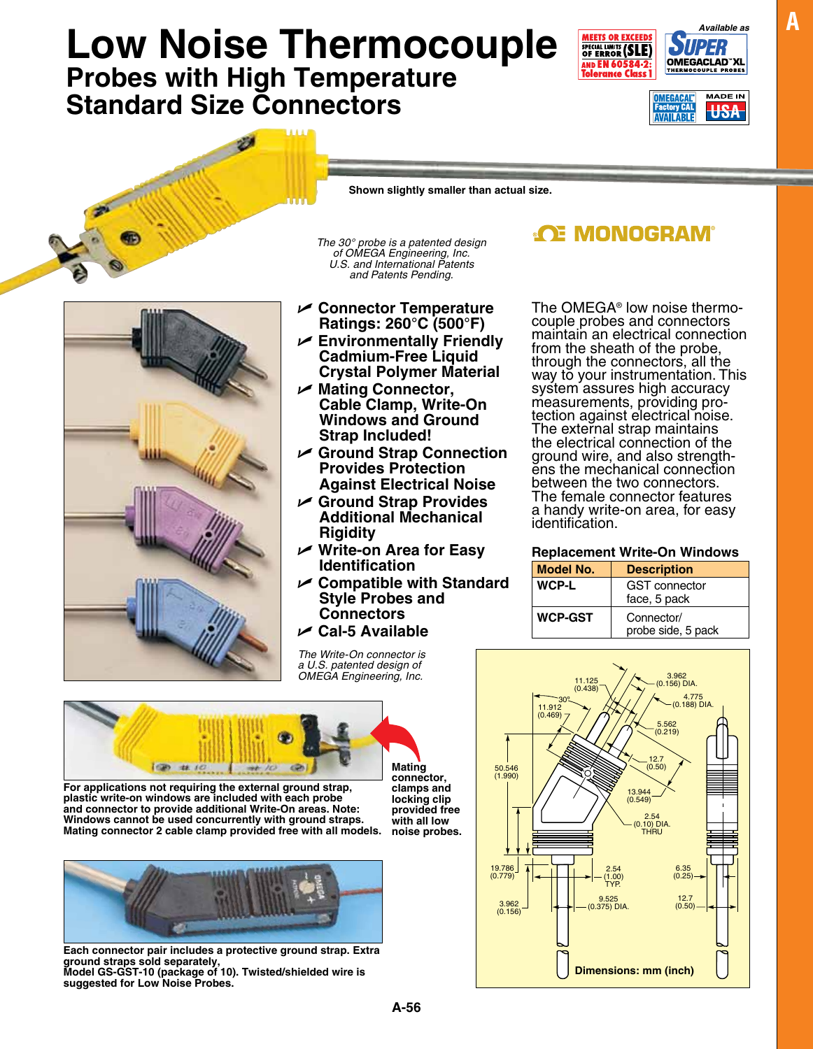# Low Noise Thermocouple

## Probes with High Temperature Standard Size Connectors

MEETS OR EXCEEDS SPECIAL LIMITS OF ERROR (SLE) AND EN 60584-2: Tolerance Class 1

Available as SUPER OMEGACLAD™ XL THERMOCOUPLE PROBES

OMEGACAL™ Factory CAL AVAILABLE

MADE IN USA

Shown slightly smaller than actual size.

*The 30° probe is a patented design of OMEGA Engineering, Inc. U.S. and International Patents and Patents Pending.*

MONOGRAM®

- **Connector Temperature Ratings: 260°C (500°F)**
- **Environmentally Friendly Cadmium-Free Liquid Crystal Polymer Material**
- **Mating Connector, Cable Clamp, Write-On Windows and Ground Strap Included!**
- **Ground Strap Connection Provides Protection Against Electrical Noise**
- **Ground Strap Provides Additional Mechanical Rigidity**
- **Write-on Area for Easy Identification**
- **Compatible with Standard Style Probes and Connectors**
- **Cal-5 Available**

*The Write-On connector is a U.S. patented design of OMEGA Engineering, Inc.*

The OMEGA® low noise thermocouple probes and connectors maintain an electrical connection from the sheath of the probe, through the connectors, all the way to your instrumentation. This system assures high accuracy measurements, providing protection against electrical noise. The external strap maintains the electrical connection of the ground wire, and also strengthens the mechanical connection between the two connectors. The female connector features a handy write-on area, for easy identification.

### Replacement Write-On Windows

| Model No. | Description |
|---|---|
| WCP-L | GST connector face, 5 pack |
| WCP-GST | Connector/ probe side, 5 pack |

**For applications not requiring the external ground strap, plastic write-on windows are included with each probe and connector to provide additional Write-On areas. Note: Windows cannot be used concurrently with ground straps. Mating connector 2 cable clamp provided free with all models.**

**Mating connector, clamps and locking clip provided free with all low noise probes.**

**Each connector pair includes a protective ground strap. Extra ground straps sold separately, Model GS-GST-10 (package of 10). Twisted/shielded wire is suggested for Low Noise Probes.**

11.125 (0.438)
3.962 (0.156) DIA.
30°
4.775 (0.188) DIA.
11.912 (0.469)
5.562 (0.219)
50.546 (1.990)
12.7 (0.50)
13.944 (0.549)
2.54 (0.10) DIA. THRU
19.786 (0.779)
2.54 (1.00) TYP.
6.35 (0.25)
3.962 (0.156)
9.525 (0.375) DIA.
12.7 (0.50)

**Dimensions: mm (inch)**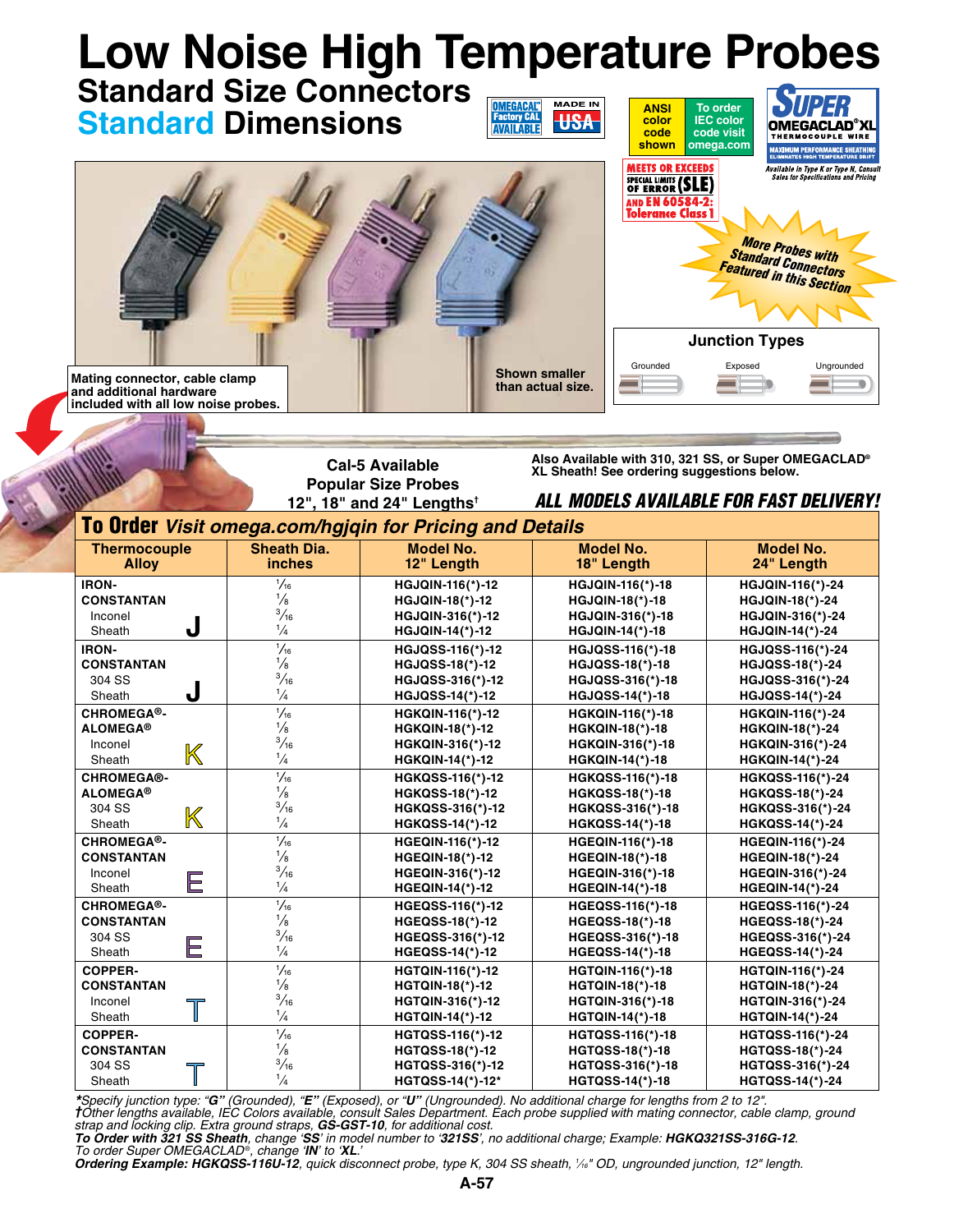# Low Noise High Temperature Probes

## Standard Size Connectors

## Standard Dimensions

OMEGACAL Factory CAL AVAILABLE

MADE IN USA

ANSI color code shown

To order IEC color code visit omega.com

SUPER OMEGACLAD® XL THERMOCOUPLE WIRE — MAXIMUM PERFORMANCE SHEATHING ELIMINATES HIGH TEMPERATURE DRIFT

Available in Type K or Type N, Consult Sales for Specifications and Pricing

MEETS OR EXCEEDS SPECIAL LIMITS OF ERROR (SLE) AND EN 60584-2: Tolerance Class 1

More Probes with Standard Connectors Featured in this Section

Mating connector, cable clamp and additional hardware included with all low noise probes.

Shown smaller than actual size.

**Junction Types**

Grounded | Exposed | Ungrounded

**Cal-5 Available**

**Popular Size Probes**

**12", 18" and 24" Lengths†**

**Also Available with 310, 321 SS, or Super OMEGACLAD® XL Sheath! See ordering suggestions below.**

***ALL MODELS AVAILABLE FOR FAST DELIVERY!***

## To Order *Visit omega.com/hgjqin for Pricing and Details*

| Thermocouple Alloy | Sheath Dia. inches | Model No. 12" Length | Model No. 18" Length | Model No. 24" Length |
|---|---|---|---|---|
| IRON-CONSTANTAN Inconel Sheath **J** | 1/16 | HGJQIN-116(*)-12 | HGJQIN-116(*)-18 | HGJQIN-116(*)-24 |
| | 1/8 | HGJQIN-18(*)-12 | HGJQIN-18(*)-18 | HGJQIN-18(*)-24 |
| | 3/16 | HGJQIN-316(*)-12 | HGJQIN-316(*)-18 | HGJQIN-316(*)-24 |
| | 1/4 | HGJQIN-14(*)-12 | HGJQIN-14(*)-18 | HGJQIN-14(*)-24 |
| IRON-CONSTANTAN 304 SS Sheath **J** | 1/16 | HGJQSS-116(*)-12 | HGJQSS-116(*)-18 | HGJQSS-116(*)-24 |
| | 1/8 | HGJQSS-18(*)-12 | HGJQSS-18(*)-18 | HGJQSS-18(*)-24 |
| | 3/16 | HGJQSS-316(*)-12 | HGJQSS-316(*)-18 | HGJQSS-316(*)-24 |
| | 1/4 | HGJQSS-14(*)-12 | HGJQSS-14(*)-18 | HGJQSS-14(*)-24 |
| CHROMEGA®-ALOMEGA® Inconel Sheath **K** | 1/16 | HGKQIN-116(*)-12 | HGKQIN-116(*)-18 | HGKQIN-116(*)-24 |
| | 1/8 | HGKQIN-18(*)-12 | HGKQIN-18(*)-18 | HGKQIN-18(*)-24 |
| | 3/16 | HGKQIN-316(*)-12 | HGKQIN-316(*)-18 | HGKQIN-316(*)-24 |
| | 1/4 | HGKQIN-14(*)-12 | HGKQIN-14(*)-18 | HGKQIN-14(*)-24 |
| CHROMEGA®-ALOMEGA® 304 SS Sheath **K** | 1/16 | HGKQSS-116(*)-12 | HGKQSS-116(*)-18 | HGKQSS-116(*)-24 |
| | 1/8 | HGKQSS-18(*)-12 | HGKQSS-18(*)-18 | HGKQSS-18(*)-24 |
| | 3/16 | HGKQSS-316(*)-12 | HGKQSS-316(*)-18 | HGKQSS-316(*)-24 |
| | 1/4 | HGKQSS-14(*)-12 | HGKQSS-14(*)-18 | HGKQSS-14(*)-24 |
| CHROMEGA®-CONSTANTAN Inconel Sheath **E** | 1/16 | HGEQIN-116(*)-12 | HGEQIN-116(*)-18 | HGEQIN-116(*)-24 |
| | 1/8 | HGEQIN-18(*)-12 | HGEQIN-18(*)-18 | HGEQIN-18(*)-24 |
| | 3/16 | HGEQIN-316(*)-12 | HGEQIN-316(*)-18 | HGEQIN-316(*)-24 |
| | 1/4 | HGEQIN-14(*)-12 | HGEQIN-14(*)-18 | HGEQIN-14(*)-24 |
| CHROMEGA®-CONSTANTAN 304 SS Sheath **E** | 1/16 | HGEQSS-116(*)-12 | HGEQSS-116(*)-18 | HGEQSS-116(*)-24 |
| | 1/8 | HGEQSS-18(*)-12 | HGEQSS-18(*)-18 | HGEQSS-18(*)-24 |
| | 3/16 | HGEQSS-316(*)-12 | HGEQSS-316(*)-18 | HGEQSS-316(*)-24 |
| | 1/4 | HGEQSS-14(*)-12 | HGEQSS-14(*)-18 | HGEQSS-14(*)-24 |
| COPPER-CONSTANTAN Inconel Sheath **T** | 1/16 | HGTQIN-116(*)-12 | HGTQIN-116(*)-18 | HGTQIN-116(*)-24 |
| | 1/8 | HGTQIN-18(*)-12 | HGTQIN-18(*)-18 | HGTQIN-18(*)-24 |
| | 3/16 | HGTQIN-316(*)-12 | HGTQIN-316(*)-18 | HGTQIN-316(*)-24 |
| | 1/4 | HGTQIN-14(*)-12 | HGTQIN-14(*)-18 | HGTQIN-14(*)-24 |
| COPPER-CONSTANTAN 304 SS Sheath **T** | 1/16 | HGTQSS-116(*)-12 | HGTQSS-116(*)-18 | HGTQSS-116(*)-24 |
| | 1/8 | HGTQSS-18(*)-12 | HGTQSS-18(*)-18 | HGTQSS-18(*)-24 |
| | 3/16 | HGTQSS-316(*)-12 | HGTQSS-316(*)-18 | HGTQSS-316(*)-24 |
| | 1/4 | HGTQSS-14(*)-12* | HGTQSS-14(*)-18 | HGTQSS-14(*)-24 |

*\*Specify junction type: **"G"** (Grounded), **"E"** (Exposed), or **"U"** (Ungrounded). No additional charge for lengths from 2 to 12".*
*†Other lengths available, IEC Colors available, consult Sales Department. Each probe supplied with mating connector, cable clamp, ground strap and locking clip. Extra ground straps, **GS-GST-10**, for additional cost.*
***To Order with 321 SS Sheath**, change 'SS' in model number to '321SS', no additional charge; Example: **HGKQ321SS-316G-12**.*
*To order Super OMEGACLAD®, change 'IN' to 'XL.'*
***Ordering Example: HGKQSS-116U-12**, quick disconnect probe, type K, 304 SS sheath, 1/16" OD, ungrounded junction, 12" length.*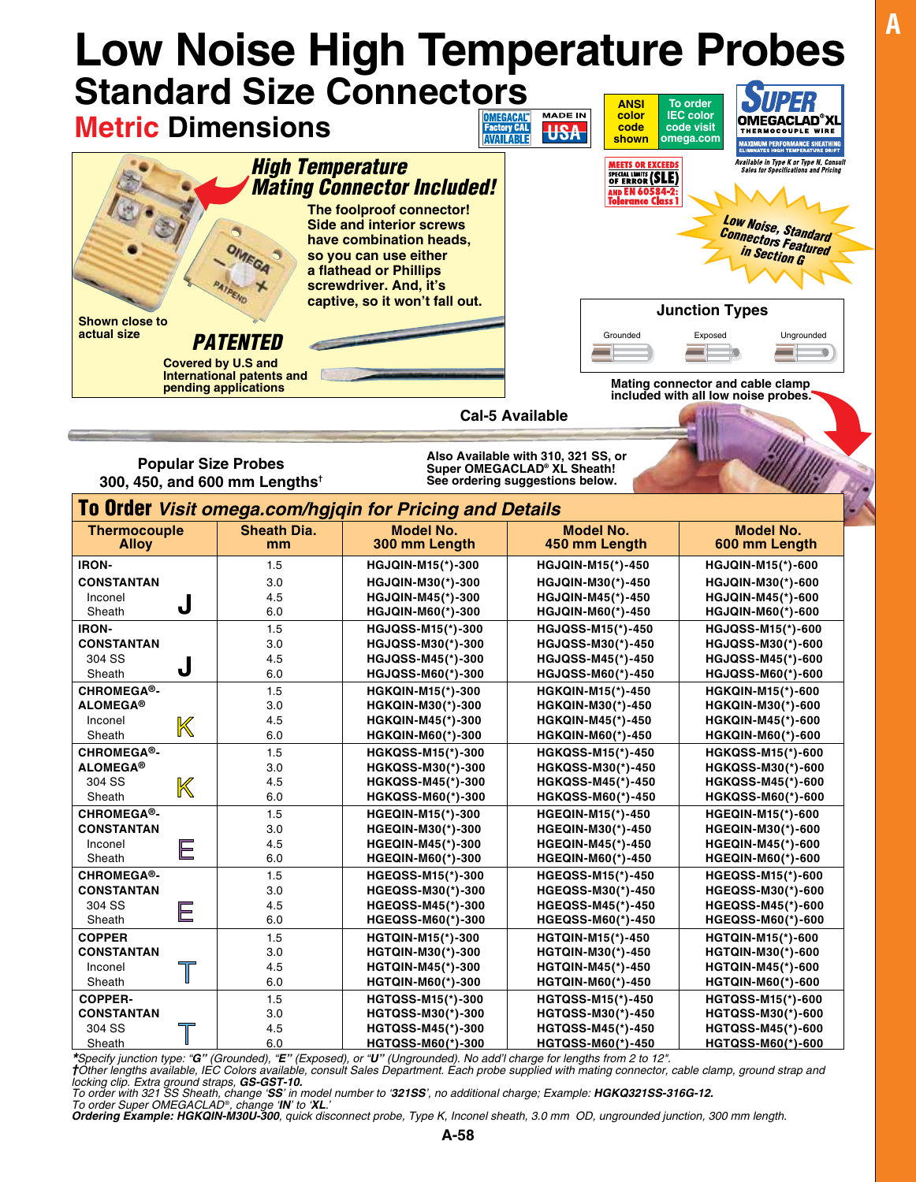# Low Noise High Temperature Probes

## Standard Size Connectors

## Metric Dimensions

OMEGACAL Factory CAL AVAILABLE

MADE IN USA

ANSI color code shown

To order IEC color code visit omega.com

SUPER OMEGACLAD® XL THERMOCOUPLE WIRE
MAXIMUM PERFORMANCE SHEATHING ELIMINATES HIGH TEMPERATURE DRIFT
Available in Type K or Type N, Consult Sales for Specifications and Pricing

MEETS OR EXCEEDS SPECIAL LIMITS OF ERROR (SLE) AND EN 60584-2: Tolerance Class 1

**High Temperature Mating Connector Included!**

The foolproof connector! Side and interior screws have combination heads, so you can use either a flathead or Phillips screwdriver. And, it's captive, so it won't fall out.

Shown close to actual size

**PATENTED**

Covered by U.S and International patents and pending applications

Low Noise, Standard Connectors Featured in Section G

**Junction Types**

Grounded Exposed Ungrounded

Mating connector and cable clamp included with all low noise probes.

**Cal-5 Available**

**Popular Size Probes**
**300, 450, and 600 mm Lengths†**

**Also Available with 310, 321 SS, or Super OMEGACLAD® XL Sheath! See ordering suggestions below.**

## To Order *Visit omega.com/hgjqin for Pricing and Details*

| Thermocouple Alloy | Sheath Dia. mm | Model No. 300 mm Length | Model No. 450 mm Length | Model No. 600 mm Length |
|---|---|---|---|---|
| IRON-CONSTANTAN Inconel Sheath **J** | 1.5 | HGJQIN-M15(*)-300 | HGJQIN-M15(*)-450 | HGJQIN-M15(*)-600 |
| | 3.0 | HGJQIN-M30(*)-300 | HGJQIN-M30(*)-450 | HGJQIN-M30(*)-600 |
| | 4.5 | HGJQIN-M45(*)-300 | HGJQIN-M45(*)-450 | HGJQIN-M45(*)-600 |
| | 6.0 | HGJQIN-M60(*)-300 | HGJQIN-M60(*)-450 | HGJQIN-M60(*)-600 |
| IRON-CONSTANTAN 304 SS Sheath **J** | 1.5 | HGJQSS-M15(*)-300 | HGJQSS-M15(*)-450 | HGJQSS-M15(*)-600 |
| | 3.0 | HGJQSS-M30(*)-300 | HGJQSS-M30(*)-450 | HGJQSS-M30(*)-600 |
| | 4.5 | HGJQSS-M45(*)-300 | HGJQSS-M45(*)-450 | HGJQSS-M45(*)-600 |
| | 6.0 | HGJQSS-M60(*)-300 | HGJQSS-M60(*)-450 | HGJQSS-M60(*)-600 |
| CHROMEGA®-ALOMEGA® Inconel Sheath **K** | 1.5 | HGKQIN-M15(*)-300 | HGKQIN-M15(*)-450 | HGKQIN-M15(*)-600 |
| | 3.0 | HGKQIN-M30(*)-300 | HGKQIN-M30(*)-450 | HGKQIN-M30(*)-600 |
| | 4.5 | HGKQIN-M45(*)-300 | HGKQIN-M45(*)-450 | HGKQIN-M45(*)-600 |
| | 6.0 | HGKQIN-M60(*)-300 | HGKQIN-M60(*)-450 | HGKQIN-M60(*)-600 |
| CHROMEGA®-ALOMEGA® 304 SS Sheath **K** | 1.5 | HGKQSS-M15(*)-300 | HGKQSS-M15(*)-450 | HGKQSS-M15(*)-600 |
| | 3.0 | HGKQSS-M30(*)-300 | HGKQSS-M30(*)-450 | HGKQSS-M30(*)-600 |
| | 4.5 | HGKQSS-M45(*)-300 | HGKQSS-M45(*)-450 | HGKQSS-M45(*)-600 |
| | 6.0 | HGKQSS-M60(*)-300 | HGKQSS-M60(*)-450 | HGKQSS-M60(*)-600 |
| CHROMEGA®-CONSTANTAN Inconel Sheath **E** | 1.5 | HGEQIN-M15(*)-300 | HGEQIN-M15(*)-450 | HGEQIN-M15(*)-600 |
| | 3.0 | HGEQIN-M30(*)-300 | HGEQIN-M30(*)-450 | HGEQIN-M30(*)-600 |
| | 4.5 | HGEQIN-M45(*)-300 | HGEQIN-M45(*)-450 | HGEQIN-M45(*)-600 |
| | 6.0 | HGEQIN-M60(*)-300 | HGEQIN-M60(*)-450 | HGEQIN-M60(*)-600 |
| CHROMEGA®-CONSTANTAN 304 SS Sheath **E** | 1.5 | HGEQSS-M15(*)-300 | HGEQSS-M15(*)-450 | HGEQSS-M15(*)-600 |
| | 3.0 | HGEQSS-M30(*)-300 | HGEQSS-M30(*)-450 | HGEQSS-M30(*)-600 |
| | 4.5 | HGEQSS-M45(*)-300 | HGEQSS-M45(*)-450 | HGEQSS-M45(*)-600 |
| | 6.0 | HGEQSS-M60(*)-300 | HGEQSS-M60(*)-450 | HGEQSS-M60(*)-600 |
| COPPER CONSTANTAN Inconel Sheath **T** | 1.5 | HGTQIN-M15(*)-300 | HGTQIN-M15(*)-450 | HGTQIN-M15(*)-600 |
| | 3.0 | HGTQIN-M30(*)-300 | HGTQIN-M30(*)-450 | HGTQIN-M30(*)-600 |
| | 4.5 | HGTQIN-M45(*)-300 | HGTQIN-M45(*)-450 | HGTQIN-M45(*)-600 |
| | 6.0 | HGTQIN-M60(*)-300 | HGTQIN-M60(*)-450 | HGTQIN-M60(*)-600 |
| COPPER-CONSTANTAN 304 SS Sheath **T** | 1.5 | HGTQSS-M15(*)-300 | HGTQSS-M15(*)-450 | HGTQSS-M15(*)-600 |
| | 3.0 | HGTQSS-M30(*)-300 | HGTQSS-M30(*)-450 | HGTQSS-M30(*)-600 |
| | 4.5 | HGTQSS-M45(*)-300 | HGTQSS-M45(*)-450 | HGTQSS-M45(*)-600 |
| | 6.0 | HGTQSS-M60(*)-300 | HGTQSS-M60(*)-450 | HGTQSS-M60(*)-600 |

*\*Specify junction type: "**G**" (Grounded), "**E**" (Exposed), or "**U**" (Ungrounded). No add'l charge for lengths from 2 to 12".*
*†Other lengths available, IEC Colors available, consult Sales Department. Each probe supplied with mating connector, cable clamp, ground strap and locking clip. Extra ground straps, **GS-GST-10.***
*To order with 321 SS Sheath, change '**SS**' in model number to '**321SS**', no additional charge; Example: **HGKQ321SS-316G-12.***
*To order Super OMEGACLAD®, change '**IN**' to '**XL**.'*
***Ordering Example: HGKQIN-M30U-300**, quick disconnect probe, Type K, Inconel sheath, 3.0 mm OD, ungrounded junction, 300 mm length.*